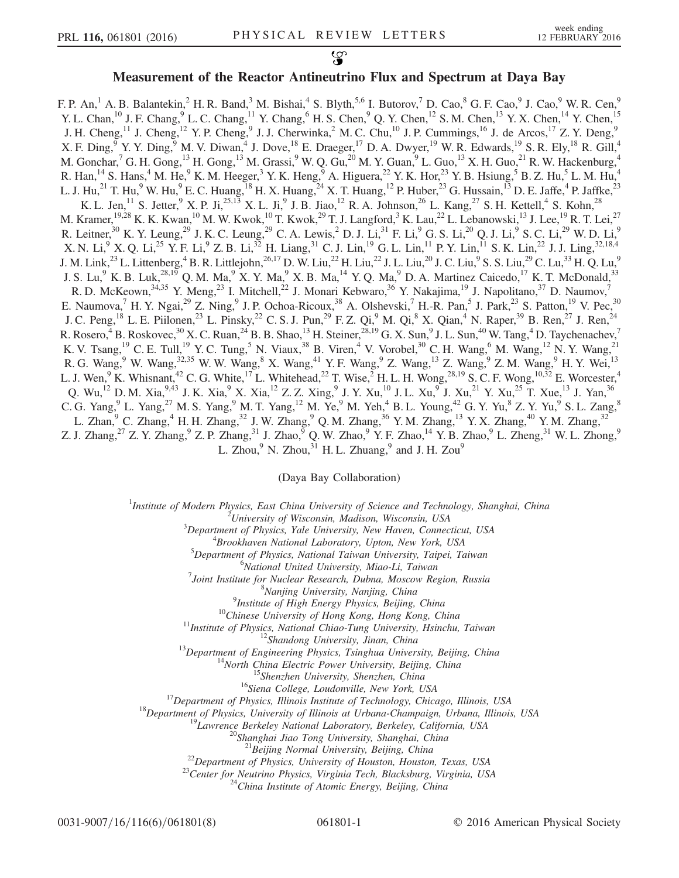# Measurement of the Reactor Antineutrino Flux and Spectrum at Daya Bay

F. P. An,[1] A. B. Balantekin,[2] H. R. Band,[3] M. Bishai,[4] S. Blyth,[5,6] I. Butorov,[7] D. Cao,[8] G. F. Cao,[9] J. Cao,[9] W. R. Cen,[9] Y. L. Chan,[10] J. F. Chang,[9] L. C. Chang,[11] Y. Chang,[6] H. S. Chen,[9] Q. Y. Chen,[12] S. M. Chen,[13] Y. X. Chen,[14] Y. Chen,[15] J. H. Cheng,[11] J. Cheng,[12] Y. P. Cheng,[9] J. J. Cherwinka,[2] M. C. Chu,[10] J. P. Cummings,[16] J. de Arcos,[17] Z. Y. Deng,[9] X. F. Ding,[9] Y. Y. Ding,[9] M. V. Diwan,[4] J. Dove,[18] E. Draeger,[17] D. A. Dwyer,[19] W. R. Edwards,[19] S. R. Ely,[18] R. Gill,[4] M. Gonchar,[7] G. H. Gong,[13] H. Gong,[13] M. Grassi,[9] W. Q. Gu,[20] M. Y. Guan,[9] L. Guo,[13] X. H. Guo,[21] R. W. Hackenburg,[4] R. Han,[14] S. Hans,[4] M. He,[9] K. M. Heeger,[3] Y. K. Heng,[9] A. Higuera,[22] Y. K. Hor,[23] Y. B. Hsiung,[5] B. Z. Hu,[5] L. M. Hu,[4] L. J. Hu,[21] T. Hu,[9] W. Hu,[9] E. C. Huang,[18] H. X. Huang,[24] X. T. Huang,[12] P. Huber,[23] G. Hussain,[13] D. E. Jaffe,[4] P. Jaffke,[23] K. L. Jen,[11] S. Jetter,[9] X. P. Ji,[25,13] X. L. Ji,[9] J. B. Jiao,[12] R. A. Johnson,[26] L. Kang,[27] S. H. Kettell,[4] S. Kohn,[28] M. Kramer,[19,28] K. K. Kwan,[10] M. W. Kwok,[10] T. Kwok,[29] T. J. Langford,[3] K. Lau,[22] L. Lebanowski,[13] J. Lee,[19] R. T. Lei,[27] R. Leitner,[30] K. Y. Leung,[29] J. K. C. Leung,[29] C. A. Lewis,[2] D. J. Li,[31] F. Li,[9] G. S. Li,[20] Q. J. Li,[9] S. C. Li,[29] W. D. Li,[9] X. N. Li,[9] X. Q. Li,[25] Y. F. Li,[9] Z. B. Li,[32] H. Liang,[31] C. J. Lin,[19] G. L. Lin,[11] P. Y. Lin,[11] S. K. Lin,[22] J. J. Ling,[32,18,4] J. M. Link,[23] L. Littenberg,[4] B. R. Littlejohn,[26,17] D. W. Liu,[22] H. Liu,[22] J. L. Liu,[20] J. C. Liu,[9] S. S. Liu,[29] C. Lu,[33] H. Q. Lu,[9] J. S. Lu,[9] K. B. Luk,[28,19] Q. M. Ma,[9] X. Y. Ma,[9] X. B. Ma,[14] Y. Q. Ma,[9] D. A. Martinez Caicedo,[17] K. T. McDonald,[33] R. D. McKeown,[34,35] Y. Meng,[23] I. Mitchell,[22] J. Monari Kebwaro,[36] Y. Nakajima,[19] J. Napolitano,[37] D. Naumov,[7] E. Naumova,[7] H. Y. Ngai,[29] Z. Ning,[9] J. P. Ochoa-Ricoux,[38] A. Olshevski,[7] H.-R. Pan,[5] J. Park,[23] S. Patton,[19] V. Pec,[30] J. C. Peng,[18] L. E. Piilonen,[23] L. Pinsky,[22] C. S. J. Pun,[29] F. Z. Qi,[9] M. Qi,[8] X. Qian,[4] N. Raper,[39] B. Ren,[27] J. Ren,[24] R. Rosero,[4] B. Roskovec,[30] X. C. Ruan,[24] B. B. Shao,[13] H. Steiner,[28,19] G. X. Sun,[9] J. L. Sun,[40] W. Tang,[4] D. Taychenachev,[7] K. V. Tsang,[19] C. E. Tull,[19] Y. C. Tung,[5] N. Viaux,[38] B. Viren,[4] V. Vorobel,[30] C. H. Wang,[6] M. Wang,[12] N. Y. Wang,[21] R. G. Wang,[9] W. Wang,[32,35] W. W. Wang,[8] X. Wang,[41] Y. F. Wang,[9] Z. Wang,[13] Z. Wang,[9] Z. M. Wang,[9] H. Y. Wei,[13] L. J. Wen,[9] K. Whisnant,[42] C. G. White,[17] L. Whitehead,[22] T. Wise,[2] H. L. H. Wong,[28,19] S. C. F. Wong,[10,32] E. Worcester,[4] Q. Wu,[12] D. M. Xia,[9,43] J. K. Xia,[9] X. Xia,[12] Z. Z. Xing,[9] J. Y. Xu,[10] J. L. Xu,[9] J. Xu,[21] Y. Xu,[25] T. Xue,[13] J. Yan,[36] C. G. Yang,[9] L. Yang,[27] M. S. Yang,[9] M. T. Yang,[12] M. Ye,[9] M. Yeh,[4] B. L. Young,[42] G. Y. Yu,[8] Z. Y. Yu,[9] S. L. Zang,[8] L. Zhan,[9] C. Zhang,[4] H. H. Zhang,[32] J. W. Zhang,[9] Q. M. Zhang,[36] Y. M. Zhang,[13] Y. X. Zhang,[40] Y. M. Zhang,[32] Z. J. Zhang,[27] Z. Y. Zhang,[9] Z. P. Zhang,[31] J. Zhao,[9] Q. W. Zhao,[9] Y. F. Zhao,[14] Y. B. Zhao,[9] L. Zheng,[31] W. L. Zhong,[9] L. Zhou,[9] N. Zhou,[31] H. L. Zhuang,[9] and J. H. Zou[9]

(Daya Bay Collaboration)

[1]*Institute of Modern Physics, East China University of Science and Technology, Shanghai, China*
[2]*University of Wisconsin, Madison, Wisconsin, USA*
[3]*Department of Physics, Yale University, New Haven, Connecticut, USA*
[4]*Brookhaven National Laboratory, Upton, New York, USA*
[5]*Department of Physics, National Taiwan University, Taipei, Taiwan*
[6]*National United University, Miao-Li, Taiwan*
[7]*Joint Institute for Nuclear Research, Dubna, Moscow Region, Russia*
[8]*Nanjing University, Nanjing, China*
[9]*Institute of High Energy Physics, Beijing, China*
[10]*Chinese University of Hong Kong, Hong Kong, China*
[11]*Institute of Physics, National Chiao-Tung University, Hsinchu, Taiwan*
[12]*Shandong University, Jinan, China*
[13]*Department of Engineering Physics, Tsinghua University, Beijing, China*
[14]*North China Electric Power University, Beijing, China*
[15]*Shenzhen University, Shenzhen, China*
[16]*Siena College, Loudonville, New York, USA*
[17]*Department of Physics, Illinois Institute of Technology, Chicago, Illinois, USA*
[18]*Department of Physics, University of Illinois at Urbana-Champaign, Urbana, Illinois, USA*
[19]*Lawrence Berkeley National Laboratory, Berkeley, California, USA*
[20]*Shanghai Jiao Tong University, Shanghai, China*
[21]*Beijing Normal University, Beijing, China*
[22]*Department of Physics, University of Houston, Houston, Texas, USA*
[23]*Center for Neutrino Physics, Virginia Tech, Blacksburg, Virginia, USA*
[24]*China Institute of Atomic Energy, Beijing, China*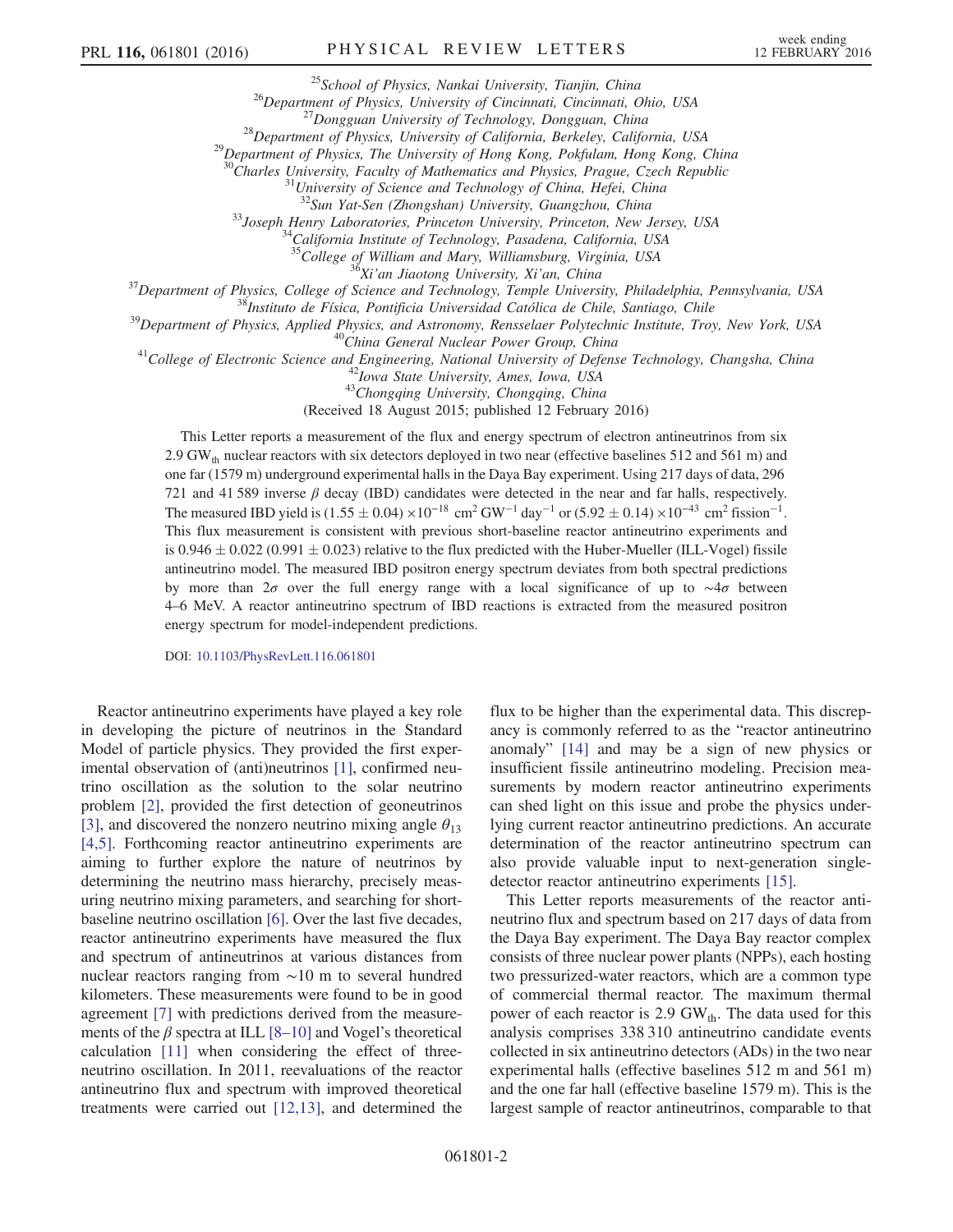[25]School of Physics, Nankai University, Tianjin, China
[26]Department of Physics, University of Cincinnati, Cincinnati, Ohio, USA
[27]Dongguan University of Technology, Dongguan, China
[28]Department of Physics, University of California, Berkeley, California, USA
[29]Department of Physics, The University of Hong Kong, Pokfulam, Hong Kong, China
[30]Charles University, Faculty of Mathematics and Physics, Prague, Czech Republic
[31]University of Science and Technology of China, Hefei, China
[32]Sun Yat-Sen (Zhongshan) University, Guangzhou, China
[33]Joseph Henry Laboratories, Princeton University, Princeton, New Jersey, USA
[34]California Institute of Technology, Pasadena, California, USA
[35]College of William and Mary, Williamsburg, Virginia, USA
[36]Xi'an Jiaotong University, Xi'an, China
[37]Department of Physics, College of Science and Technology, Temple University, Philadelphia, Pennsylvania, USA
[38]Instituto de Física, Pontificia Universidad Católica de Chile, Santiago, Chile
[39]Department of Physics, Applied Physics, and Astronomy, Rensselaer Polytechnic Institute, Troy, New York, USA
[40]China General Nuclear Power Group, China
[41]College of Electronic Science and Engineering, National University of Defense Technology, Changsha, China
[42]Iowa State University, Ames, Iowa, USA
[43]Chongqing University, Chongqing, China

(Received 18 August 2015; published 12 February 2016)

This Letter reports a measurement of the flux and energy spectrum of electron antineutrinos from six 2.9 $\mathrm{GW_{th}}$ nuclear reactors with six detectors deployed in two near (effective baselines 512 and 561 m) and one far (1579 m) underground experimental halls in the Daya Bay experiment. Using 217 days of data, 296 721 and 41 589 inverse $\beta$ decay (IBD) candidates were detected in the near and far halls, respectively. The measured IBD yield is $(1.55 \pm 0.04) \times 10^{-18}$ $\mathrm{cm^2\,GW^{-1}\,day^{-1}}$ or $(5.92 \pm 0.14) \times 10^{-43}$ $\mathrm{cm^2\,fission^{-1}}$. This flux measurement is consistent with previous short-baseline reactor antineutrino experiments and is $0.946 \pm 0.022$ ($0.991 \pm 0.023$) relative to the flux predicted with the Huber-Mueller (ILL-Vogel) fissile antineutrino model. The measured IBD positron energy spectrum deviates from both spectral predictions by more than $2\sigma$ over the full energy range with a local significance of up to $\sim 4\sigma$ between 4–6 MeV. A reactor antineutrino spectrum of IBD reactions is extracted from the measured positron energy spectrum for model-independent predictions.

DOI: 10.1103/PhysRevLett.116.061801

Reactor antineutrino experiments have played a key role in developing the picture of neutrinos in the Standard Model of particle physics. They provided the first experimental observation of (anti)neutrinos [1], confirmed neutrino oscillation as the solution to the solar neutrino problem [2], provided the first detection of geoneutrinos [3], and discovered the nonzero neutrino mixing angle $\theta_{13}$ [4,5]. Forthcoming reactor antineutrino experiments are aiming to further explore the nature of neutrinos by determining the neutrino mass hierarchy, precisely measuring neutrino mixing parameters, and searching for short-baseline neutrino oscillation [6]. Over the last five decades, reactor antineutrino experiments have measured the flux and spectrum of antineutrinos at various distances from nuclear reactors ranging from $\sim$10 m to several hundred kilometers. These measurements were found to be in good agreement [7] with predictions derived from the measurements of the $\beta$ spectra at ILL [8–10] and Vogel's theoretical calculation [11] when considering the effect of three-neutrino oscillation. In 2011, reevaluations of the reactor antineutrino flux and spectrum with improved theoretical treatments were carried out [12,13], and determined the flux to be higher than the experimental data. This discrepancy is commonly referred to as the "reactor antineutrino anomaly" [14] and may be a sign of new physics or insufficient fissile antineutrino modeling. Precision measurements by modern reactor antineutrino experiments can shed light on this issue and probe the physics underlying current reactor antineutrino predictions. An accurate determination of the reactor antineutrino spectrum can also provide valuable input to next-generation single-detector reactor antineutrino experiments [15].

This Letter reports measurements of the reactor antineutrino flux and spectrum based on 217 days of data from the Daya Bay experiment. The Daya Bay reactor complex consists of three nuclear power plants (NPPs), each hosting two pressurized-water reactors, which are a common type of commercial thermal reactor. The maximum thermal power of each reactor is 2.9 $\mathrm{GW_{th}}$. The data used for this analysis comprises 338 310 antineutrino candidate events collected in six antineutrino detectors (ADs) in the two near experimental halls (effective baselines 512 m and 561 m) and the one far hall (effective baseline 1579 m). This is the largest sample of reactor antineutrinos, comparable to that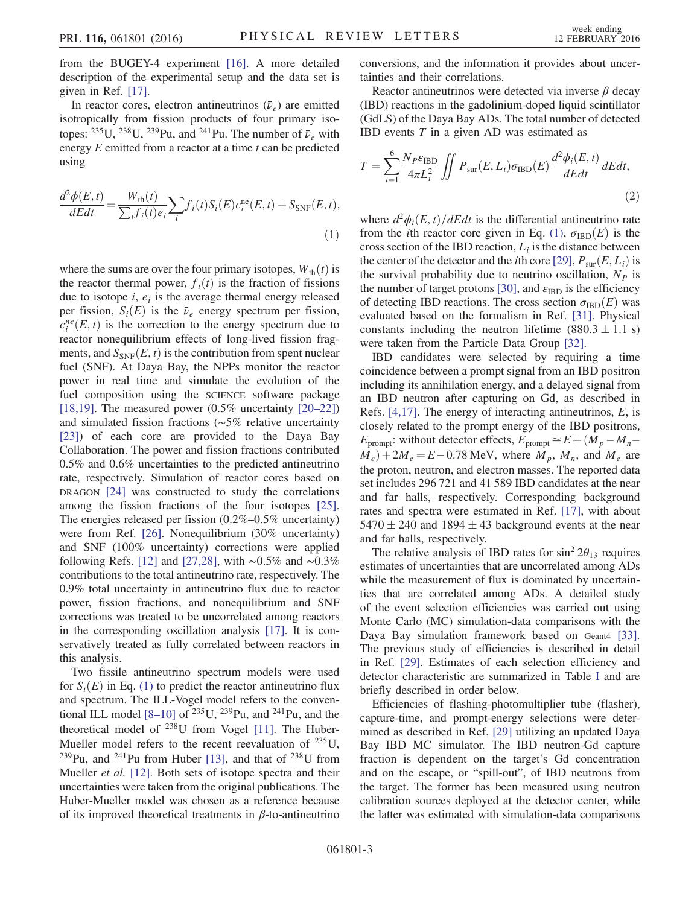from the BUGEY-4 experiment [16]. A more detailed description of the experimental setup and the data set is given in Ref. [17].

In reactor cores, electron antineutrinos ($\bar{\nu}_e$) are emitted isotropically from fission products of four primary isotopes: $^{235}$U, $^{238}$U, $^{239}$Pu, and $^{241}$Pu. The number of $\bar{\nu}_e$ with energy $E$ emitted from a reactor at a time $t$ can be predicted using

$$\frac{d^2\phi(E,t)}{dEdt} = \frac{W_{\mathrm{th}}(t)}{\sum_i f_i(t) e_i} \sum_i f_i(t) S_i(E) c_i^{\mathrm{ne}}(E,t) + S_{\mathrm{SNF}}(E,t), \tag{1}$$

where the sums are over the four primary isotopes, $W_{\mathrm{th}}(t)$ is the reactor thermal power, $f_i(t)$ is the fraction of fissions due to isotope $i$, $e_i$ is the average thermal energy released per fission, $S_i(E)$ is the $\bar{\nu}_e$ energy spectrum per fission, $c_i^{ne}(E,t)$ is the correction to the energy spectrum due to reactor nonequilibrium effects of long-lived fission fragments, and $S_{\mathrm{SNF}}(E,t)$ is the contribution from spent nuclear fuel (SNF). At Daya Bay, the NPPs monitor the reactor power in real time and simulate the evolution of the fuel composition using the SCIENCE software package [18,19]. The measured power (0.5% uncertainty [20–22]) and simulated fission fractions (~5% relative uncertainty [23]) of each core are provided to the Daya Bay Collaboration. The power and fission fractions contributed 0.5% and 0.6% uncertainties to the predicted antineutrino rate, respectively. Simulation of reactor cores based on DRAGON [24] was constructed to study the correlations among the fission fractions of the four isotopes [25]. The energies released per fission (0.2%–0.5% uncertainty) were from Ref. [26]. Nonequilibrium (30% uncertainty) and SNF (100% uncertainty) corrections were applied following Refs. [12] and [27,28], with ~0.5% and ~0.3% contributions to the total antineutrino rate, respectively. The 0.9% total uncertainty in antineutrino flux due to reactor power, fission fractions, and nonequilibrium and SNF corrections was treated to be uncorrelated among reactors in the corresponding oscillation analysis [17]. It is conservatively treated as fully correlated between reactors in this analysis.

Two fissile antineutrino spectrum models were used for $S_i(E)$ in Eq. (1) to predict the reactor antineutrino flux and spectrum. The ILL-Vogel model refers to the conventional ILL model [8–10] of $^{235}$U, $^{239}$Pu, and $^{241}$Pu, and the theoretical model of $^{238}$U from Vogel [11]. The Huber-Mueller model refers to the recent reevaluation of $^{235}$U, $^{239}$Pu, and $^{241}$Pu from Huber [13], and that of $^{238}$U from Mueller *et al.* [12]. Both sets of isotope spectra and their uncertainties were taken from the original publications. The Huber-Mueller model was chosen as a reference because of its improved theoretical treatments in $\beta$-to-antineutrino conversions, and the information it provides about uncertainties and their correlations.

Reactor antineutrinos were detected via inverse $\beta$ decay (IBD) reactions in the gadolinium-doped liquid scintillator (GdLS) of the Daya Bay ADs. The total number of detected IBD events $T$ in a given AD was estimated as

$$T = \sum_{i=1}^{6} \frac{N_P \varepsilon_{\mathrm{IBD}}}{4\pi L_i^2} \iint P_{\mathrm{sur}}(E, L_i) \sigma_{\mathrm{IBD}}(E) \frac{d^2\phi_i(E,t)}{dEdt} dEdt, \tag{2}$$

where $d^2\phi_i(E,t)/dEdt$ is the differential antineutrino rate from the $i$th reactor core given in Eq. (1), $\sigma_{\mathrm{IBD}}(E)$ is the cross section of the IBD reaction, $L_i$ is the distance between the center of the detector and the $i$th core [29], $P_{\mathrm{sur}}(E, L_i)$ is the survival probability due to neutrino oscillation, $N_P$ is the number of target protons [30], and $\varepsilon_{\mathrm{IBD}}$ is the efficiency of detecting IBD reactions. The cross section $\sigma_{\mathrm{IBD}}(E)$ was evaluated based on the formalism in Ref. [31]. Physical constants including the neutron lifetime ($880.3 \pm 1.1$ s) were taken from the Particle Data Group [32].

IBD candidates were selected by requiring a time coincidence between a prompt signal from an IBD positron including its annihilation energy, and a delayed signal from an IBD neutron after capturing on Gd, as described in Refs. [4,17]. The energy of interacting antineutrinos, $E$, is closely related to the prompt energy of the IBD positrons, $E_{\mathrm{prompt}}$: without detector effects, $E_{\mathrm{prompt}} \simeq E + (M_p - M_n - M_e) + 2M_e = E - 0.78$ MeV, where $M_p$, $M_n$, and $M_e$ are the proton, neutron, and electron masses. The reported data set includes 296 721 and 41 589 IBD candidates at the near and far halls, respectively. Corresponding background rates and spectra were estimated in Ref. [17], with about $5470 \pm 240$ and $1894 \pm 43$ background events at the near and far halls, respectively.

The relative analysis of IBD rates for $\sin^2 2\theta_{13}$ requires estimates of uncertainties that are uncorrelated among ADs while the measurement of flux is dominated by uncertainties that are correlated among ADs. A detailed study of the event selection efficiencies was carried out using Monte Carlo (MC) simulation-data comparisons with the Daya Bay simulation framework based on Geant4 [33]. The previous study of efficiencies is described in detail in Ref. [29]. Estimates of each selection efficiency and detector characteristic are summarized in Table I and are briefly described in order below.

Efficiencies of flashing-photomultiplier tube (flasher), capture-time, and prompt-energy selections were determined as described in Ref. [29] utilizing an updated Daya Bay IBD MC simulator. The IBD neutron-Gd capture fraction is dependent on the target's Gd concentration and on the escape, or "spill-out", of IBD neutrons from the target. The former has been measured using neutron calibration sources deployed at the detector center, while the latter was estimated with simulation-data comparisons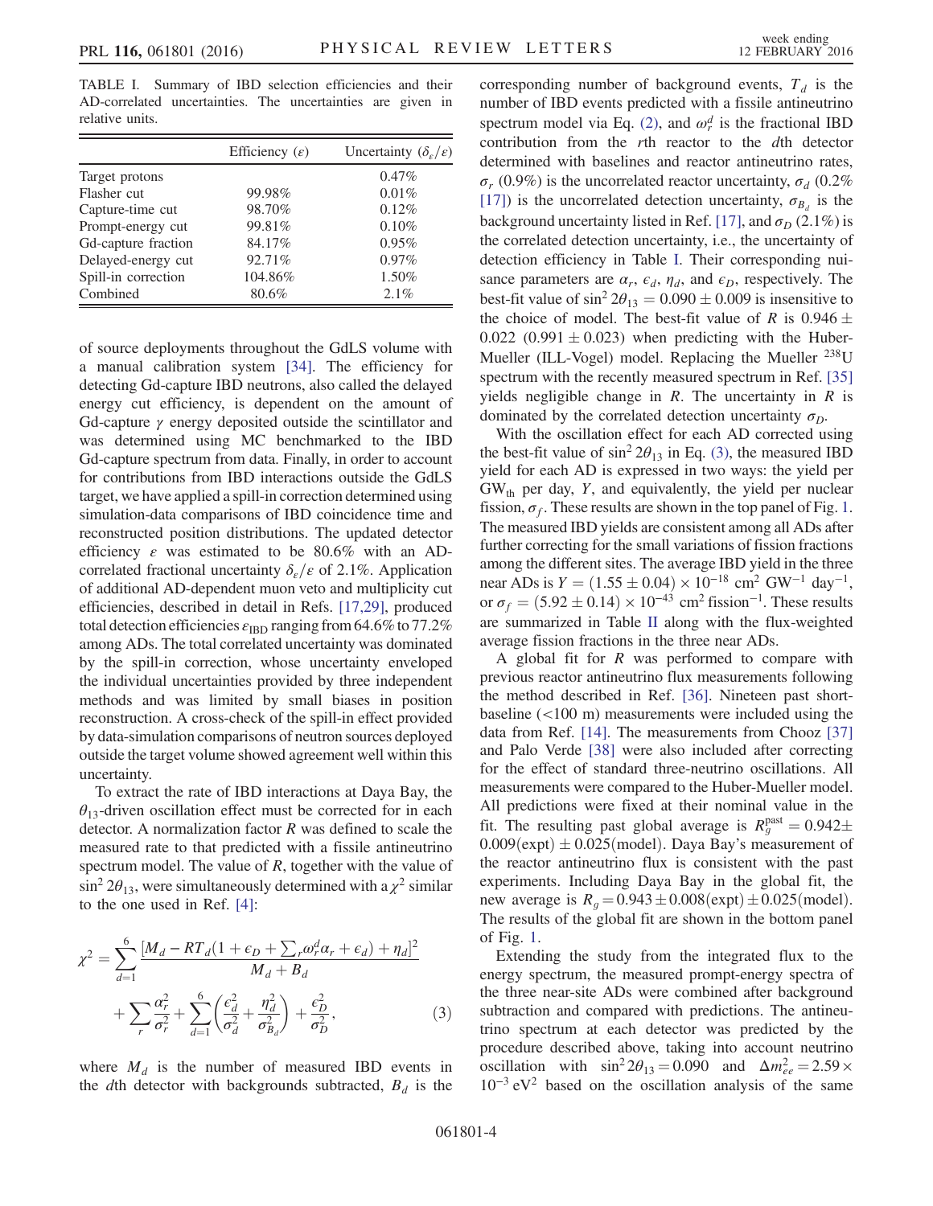TABLE I. Summary of IBD selection efficiencies and their AD-correlated uncertainties. The uncertainties are given in relative units.

| | Efficiency ($\varepsilon$) | Uncertainty ($\delta_\varepsilon/\varepsilon$) |
|---|---|---|
| Target protons | | 0.47% |
| Flasher cut | 99.98% | 0.01% |
| Capture-time cut | 98.70% | 0.12% |
| Prompt-energy cut | 99.81% | 0.10% |
| Gd-capture fraction | 84.17% | 0.95% |
| Delayed-energy cut | 92.71% | 0.97% |
| Spill-in correction | 104.86% | 1.50% |
| Combined | 80.6% | 2.1% |

of source deployments throughout the GdLS volume with a manual calibration system [34]. The efficiency for detecting Gd-capture IBD neutrons, also called the delayed energy cut efficiency, is dependent on the amount of Gd-capture $\gamma$ energy deposited outside the scintillator and was determined using MC benchmarked to the IBD Gd-capture spectrum from data. Finally, in order to account for contributions from IBD interactions outside the GdLS target, we have applied a spill-in correction determined using simulation-data comparisons of IBD coincidence time and reconstructed position distributions. The updated detector efficiency $\varepsilon$ was estimated to be 80.6% with an AD-correlated fractional uncertainty $\delta_\varepsilon/\varepsilon$ of 2.1%. Application of additional AD-dependent muon veto and multiplicity cut efficiencies, described in detail in Refs. [17,29], produced total detection efficiencies $\varepsilon_{\rm IBD}$ ranging from 64.6% to 77.2% among ADs. The total correlated uncertainty was dominated by the spill-in correction, whose uncertainty enveloped the individual uncertainties provided by three independent methods and was limited by small biases in position reconstruction. A cross-check of the spill-in effect provided by data-simulation comparisons of neutron sources deployed outside the target volume showed agreement well within this uncertainty.

To extract the rate of IBD interactions at Daya Bay, the $\theta_{13}$-driven oscillation effect must be corrected for in each detector. A normalization factor $R$ was defined to scale the measured rate to that predicted with a fissile antineutrino spectrum model. The value of $R$, together with the value of $\sin^2 2\theta_{13}$, were simultaneously determined with a $\chi^2$ similar to the one used in Ref. [4]:

$$\chi^2 = \sum_{d=1}^{6} \frac{[M_d - RT_d(1 + \epsilon_D + \sum_r \omega_r^d \alpha_r + \epsilon_d) + \eta_d]^2}{M_d + B_d} + \sum_r \frac{\alpha_r^2}{\sigma_r^2} + \sum_{d=1}^{6}\left(\frac{\epsilon_d^2}{\sigma_d^2} + \frac{\eta_d^2}{\sigma_{B_d}^2}\right) + \frac{\epsilon_D^2}{\sigma_D^2}, \quad (3)$$

where $M_d$ is the number of measured IBD events in the $d$th detector with backgrounds subtracted, $B_d$ is the corresponding number of background events, $T_d$ is the number of IBD events predicted with a fissile antineutrino spectrum model via Eq. (2), and $\omega_r^d$ is the fractional IBD contribution from the $r$th reactor to the $d$th detector determined with baselines and reactor antineutrino rates, $\sigma_r$ (0.9%) is the uncorrelated reactor uncertainty, $\sigma_d$ (0.2% [17]) is the uncorrelated detection uncertainty, $\sigma_{B_d}$ is the background uncertainty listed in Ref. [17], and $\sigma_D$ (2.1%) is the correlated detection uncertainty, i.e., the uncertainty of detection efficiency in Table I. Their corresponding nuisance parameters are $\alpha_r$, $\epsilon_d$, $\eta_d$, and $\epsilon_D$, respectively. The best-fit value of $\sin^2 2\theta_{13} = 0.090 \pm 0.009$ is insensitive to the choice of model. The best-fit value of $R$ is $0.946 \pm 0.022$ ($0.991 \pm 0.023$) when predicting with the Huber-Mueller (ILL-Vogel) model. Replacing the Mueller $^{238}$U spectrum with the recently measured spectrum in Ref. [35] yields negligible change in $R$. The uncertainty in $R$ is dominated by the correlated detection uncertainty $\sigma_D$.

With the oscillation effect for each AD corrected using the best-fit value of $\sin^2 2\theta_{13}$ in Eq. (3), the measured IBD yield for each AD is expressed in two ways: the yield per $\mathrm{GW_{th}}$ per day, $Y$, and equivalently, the yield per nuclear fission, $\sigma_f$. These results are shown in the top panel of Fig. 1. The measured IBD yields are consistent among all ADs after further correcting for the small variations of fission fractions among the different sites. The average IBD yield in the three near ADs is $Y = (1.55 \pm 0.04) \times 10^{-18}$ cm$^2$ GW$^{-1}$ day$^{-1}$, or $\sigma_f = (5.92 \pm 0.14) \times 10^{-43}$ cm$^2$ fission$^{-1}$. These results are summarized in Table II along with the flux-weighted average fission fractions in the three near ADs.

A global fit for $R$ was performed to compare with previous reactor antineutrino flux measurements following the method described in Ref. [36]. Nineteen past short-baseline (<100 m) measurements were included using the data from Ref. [14]. The measurements from Chooz [37] and Palo Verde [38] were also included after correcting for the effect of standard three-neutrino oscillations. All measurements were compared to the Huber-Mueller model. All predictions were fixed at their nominal value in the fit. The resulting past global average is $R_g^{\rm past} = 0.942 \pm 0.009(\rm expt) \pm 0.025(\rm model)$. Daya Bay's measurement of the reactor antineutrino flux is consistent with the past experiments. Including Daya Bay in the global fit, the new average is $R_g = 0.943 \pm 0.008(\rm expt) \pm 0.025(\rm model)$. The results of the global fit are shown in the bottom panel of Fig. 1.

Extending the study from the integrated flux to the energy spectrum, the measured prompt-energy spectra of the three near-site ADs were combined after background subtraction and compared with predictions. The antineutrino spectrum at each detector was predicted by the procedure described above, taking into account neutrino oscillation with $\sin^2 2\theta_{13} = 0.090$ and $\Delta m^2_{ee} = 2.59 \times 10^{-3}$ eV$^2$ based on the oscillation analysis of the same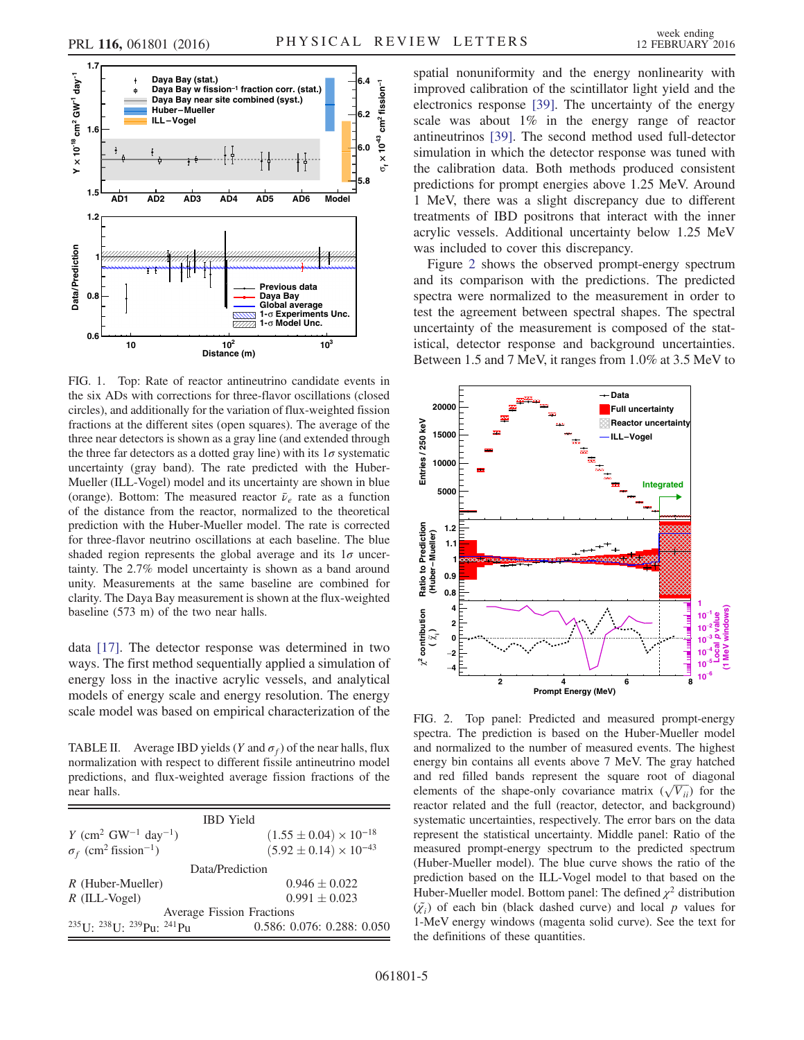FIG. 1. Top: Rate of reactor antineutrino candidate events in the six ADs with corrections for three-flavor oscillations (closed circles), and additionally for the variation of flux-weighted fission fractions at the different sites (open squares). The average of the three near detectors is shown as a gray line (and extended through the three far detectors as a dotted gray line) with its $1\sigma$ systematic uncertainty (gray band). The rate predicted with the Huber-Mueller (ILL-Vogel) model and its uncertainty are shown in blue (orange). Bottom: The measured reactor $\bar{\nu}_e$ rate as a function of the distance from the reactor, normalized to the theoretical prediction with the Huber-Mueller model. The rate is corrected for three-flavor neutrino oscillations at each baseline. The blue shaded region represents the global average and its $1\sigma$ uncertainty. The 2.7% model uncertainty is shown as a band around unity. Measurements at the same baseline are combined for clarity. The Daya Bay measurement is shown at the flux-weighted baseline (573 m) of the two near halls.

data [17]. The detector response was determined in two ways. The first method sequentially applied a simulation of energy loss in the inactive acrylic vessels, and analytical models of energy scale and energy resolution. The energy scale model was based on empirical characterization of the spatial nonuniformity and the energy nonlinearity with improved calibration of the scintillator light yield and the electronics response [39]. The uncertainty of the energy scale was about 1% in the energy range of reactor antineutrinos [39]. The second method used full-detector simulation in which the detector response was tuned with the calibration data. Both methods produced consistent predictions for prompt energies above 1.25 MeV. Around 1 MeV, there was a slight discrepancy due to different treatments of IBD positrons that interact with the inner acrylic vessels. Additional uncertainty below 1.25 MeV was included to cover this discrepancy.

TABLE II. Average IBD yields ($Y$ and $\sigma_f$) of the near halls, flux normalization with respect to different fissile antineutrino model predictions, and flux-weighted average fission fractions of the near halls.

| IBD Yield | |
|---|---|
| $Y$ (cm$^2$ GW$^{-1}$ day$^{-1}$) | $(1.55 \pm 0.04) \times 10^{-18}$ |
| $\sigma_f$ (cm$^2$ fission$^{-1}$) | $(5.92 \pm 0.14) \times 10^{-43}$ |
| **Data/Prediction** | |
| $R$ (Huber-Mueller) | $0.946 \pm 0.022$ |
| $R$ (ILL-Vogel) | $0.991 \pm 0.023$ |
| **Average Fission Fractions** | |
| $^{235}$U: $^{238}$U: $^{239}$Pu: $^{241}$Pu | 0.586: 0.076: 0.288: 0.050 |

Figure 2 shows the observed prompt-energy spectrum and its comparison with the predictions. The predicted spectra were normalized to the measurement in order to test the agreement between spectral shapes. The spectral uncertainty of the measurement is composed of the statistical, detector response and background uncertainties. Between 1.5 and 7 MeV, it ranges from 1.0% at 3.5 MeV to

FIG. 2. Top panel: Predicted and measured prompt-energy spectra. The prediction is based on the Huber-Mueller model and normalized to the number of measured events. The highest energy bin contains all events above 7 MeV. The gray hatched and red filled bands represent the square root of diagonal elements of the shape-only covariance matrix ($\sqrt{V_{ii}}$) for the reactor related and the full (reactor, detector, and background) systematic uncertainties, respectively. The error bars on the data represent the statistical uncertainty. Middle panel: Ratio of the measured prompt-energy spectrum to the predicted spectrum (Huber-Mueller model). The blue curve shows the ratio of the prediction based on the ILL-Vogel model to that based on the Huber-Mueller model. Bottom panel: The defined $\chi^2$ distribution ($\tilde{\chi}_i$) of each bin (black dashed curve) and local $p$ values for 1-MeV energy windows (magenta solid curve). See the text for the definitions of these quantities.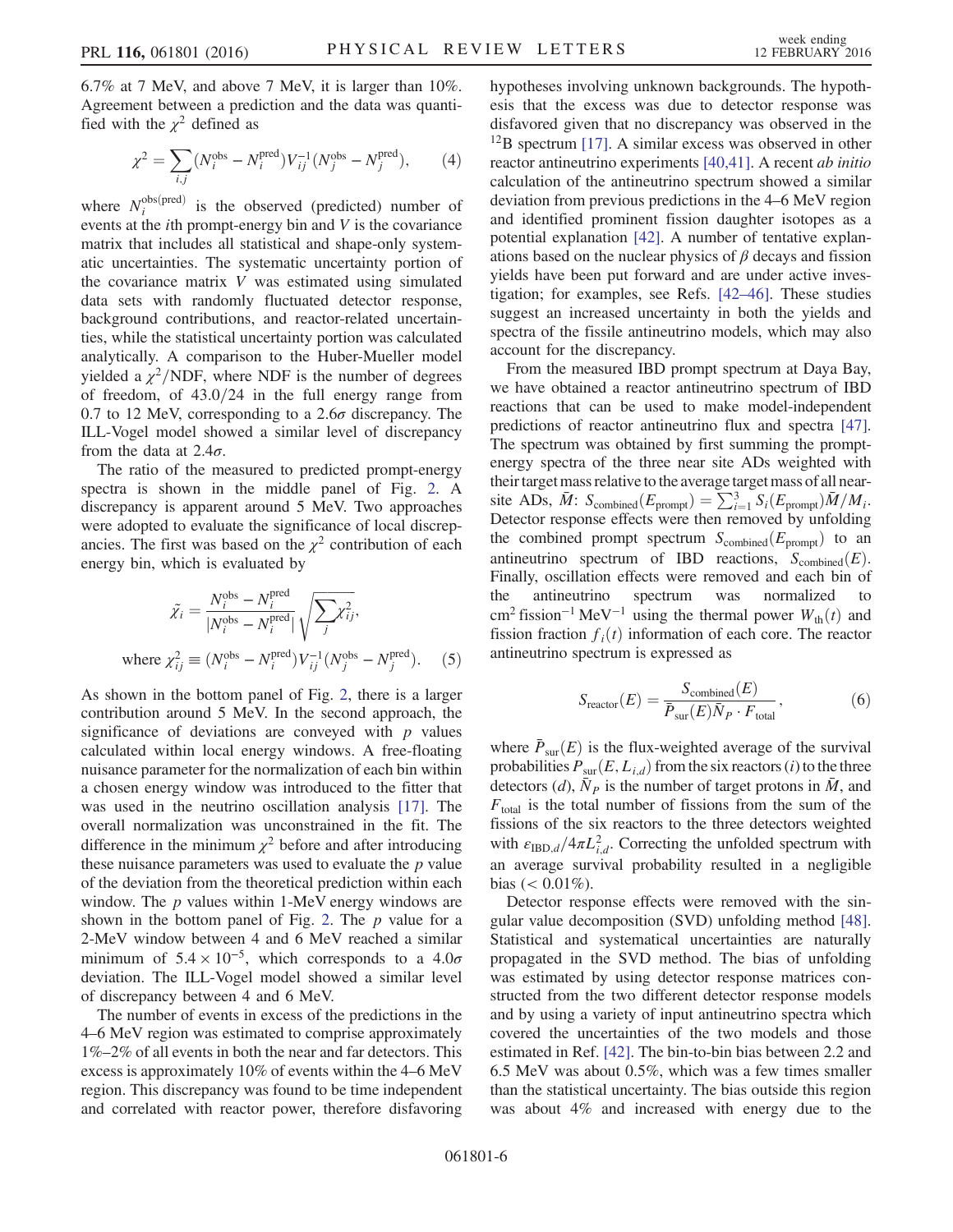6.7% at 7 MeV, and above 7 MeV, it is larger than 10%. Agreement between a prediction and the data was quantified with the $\chi^2$ defined as

$$\chi^2 = \sum_{i,j} (N_i^{\rm obs} - N_i^{\rm pred}) V_{ij}^{-1} (N_j^{\rm obs} - N_j^{\rm pred}), \qquad (4)$$

where $N_i^{\rm obs(pred)}$ is the observed (predicted) number of events at the $i$th prompt-energy bin and $V$ is the covariance matrix that includes all statistical and shape-only systematic uncertainties. The systematic uncertainty portion of the covariance matrix $V$ was estimated using simulated data sets with randomly fluctuated detector response, background contributions, and reactor-related uncertainties, while the statistical uncertainty portion was calculated analytically. A comparison to the Huber-Mueller model yielded a $\chi^2$/NDF, where NDF is the number of degrees of freedom, of 43.0/24 in the full energy range from 0.7 to 12 MeV, corresponding to a 2.6$\sigma$ discrepancy. The ILL-Vogel model showed a similar level of discrepancy from the data at 2.4$\sigma$.

The ratio of the measured to predicted prompt-energy spectra is shown in the middle panel of Fig. 2. A discrepancy is apparent around 5 MeV. Two approaches were adopted to evaluate the significance of local discrepancies. The first was based on the $\chi^2$ contribution of each energy bin, which is evaluated by

$$\tilde{\chi}_i = \frac{N_i^{\rm obs} - N_i^{\rm pred}}{|N_i^{\rm obs} - N_i^{\rm pred}|} \sqrt{\sum_j \chi_{ij}^2},$$

$$\text{where } \chi_{ij}^2 \equiv (N_i^{\rm obs} - N_i^{\rm pred}) V_{ij}^{-1} (N_j^{\rm obs} - N_j^{\rm pred}). \qquad (5)$$

As shown in the bottom panel of Fig. 2, there is a larger contribution around 5 MeV. In the second approach, the significance of deviations are conveyed with $p$ values calculated within local energy windows. A free-floating nuisance parameter for the normalization of each bin within a chosen energy window was introduced to the fitter that was used in the neutrino oscillation analysis [17]. The overall normalization was unconstrained in the fit. The difference in the minimum $\chi^2$ before and after introducing these nuisance parameters was used to evaluate the $p$ value of the deviation from the theoretical prediction within each window. The $p$ values within 1-MeV energy windows are shown in the bottom panel of Fig. 2. The $p$ value for a 2-MeV window between 4 and 6 MeV reached a similar minimum of $5.4 \times 10^{-5}$, which corresponds to a 4.0$\sigma$ deviation. The ILL-Vogel model showed a similar level of discrepancy between 4 and 6 MeV.

The number of events in excess of the predictions in the 4–6 MeV region was estimated to comprise approximately 1%–2% of all events in both the near and far detectors. This excess is approximately 10% of events within the 4–6 MeV region. This discrepancy was found to be time independent and correlated with reactor power, therefore disfavoring hypotheses involving unknown backgrounds. The hypothesis that the excess was due to detector response was disfavored given that no discrepancy was observed in the $^{12}$B spectrum [17]. A similar excess was observed in other reactor antineutrino experiments [40,41]. A recent *ab initio* calculation of the antineutrino spectrum showed a similar deviation from previous predictions in the 4–6 MeV region and identified prominent fission daughter isotopes as a potential explanation [42]. A number of tentative explanations based on the nuclear physics of $\beta$ decays and fission yields have been put forward and are under active investigation; for examples, see Refs. [42–46]. These studies suggest an increased uncertainty in both the yields and spectra of the fissile antineutrino models, which may also account for the discrepancy.

From the measured IBD prompt spectrum at Daya Bay, we have obtained a reactor antineutrino spectrum of IBD reactions that can be used to make model-independent predictions of reactor antineutrino flux and spectra [47]. The spectrum was obtained by first summing the prompt-energy spectra of the three near site ADs weighted with their target mass relative to the average target mass of all near-site ADs, $\bar{M}$: $S_{\rm combined}(E_{\rm prompt}) = \sum_{i=1}^{3} S_i(E_{\rm prompt})\bar{M}/M_i$. Detector response effects were then removed by unfolding the combined prompt spectrum $S_{\rm combined}(E_{\rm prompt})$ to an antineutrino spectrum of IBD reactions, $S_{\rm combined}(E)$. Finally, oscillation effects were removed and each bin of the antineutrino spectrum was normalized to cm$^2$ fission$^{-1}$ MeV$^{-1}$ using the thermal power $W_{\rm th}(t)$ and fission fraction $f_i(t)$ information of each core. The reactor antineutrino spectrum is expressed as

$$S_{\rm reactor}(E) = \frac{S_{\rm combined}(E)}{\bar{P}_{\rm sur}(E)\bar{N}_P \cdot F_{\rm total}}, \qquad (6)$$

where $\bar{P}_{\rm sur}(E)$ is the flux-weighted average of the survival probabilities $P_{\rm sur}(E, L_{i,d})$ from the six reactors ($i$) to the three detectors ($d$), $\bar{N}_P$ is the number of target protons in $\bar{M}$, and $F_{\rm total}$ is the total number of fissions from the sum of the fissions of the six reactors to the three detectors weighted with $\varepsilon_{{\rm IBD},d}/4\pi L_{i,d}^2$. Correcting the unfolded spectrum with an average survival probability resulted in a negligible bias ($< 0.01\%$).

Detector response effects were removed with the singular value decomposition (SVD) unfolding method [48]. Statistical and systematical uncertainties are naturally propagated in the SVD method. The bias of unfolding was estimated by using detector response matrices constructed from the two different detector response models and by using a variety of input antineutrino spectra which covered the uncertainties of the two models and those estimated in Ref. [42]. The bin-to-bin bias between 2.2 and 6.5 MeV was about 0.5%, which was a few times smaller than the statistical uncertainty. The bias outside this region was about 4% and increased with energy due to the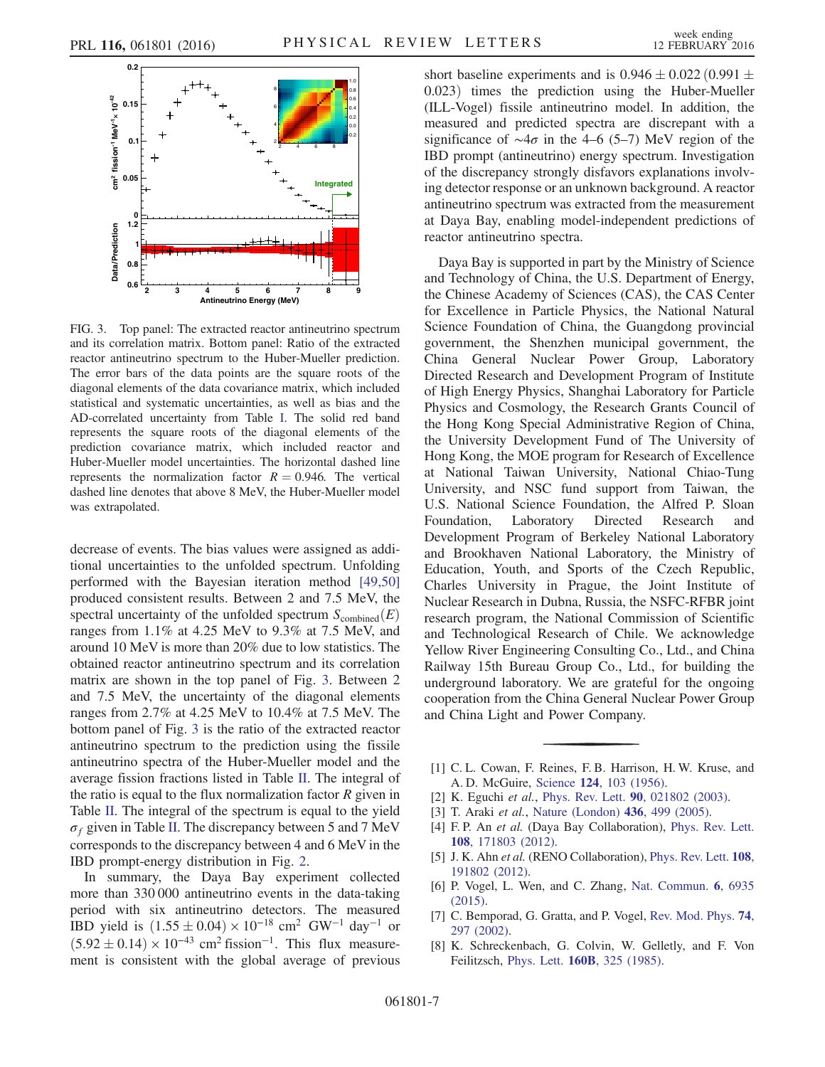cm² fission⁻¹ MeV⁻¹× 10⁻⁴²

0.2
0.15
0.1
0.05
0

Integrated

1.0
0.8
0.6
0.4
0.2
0.0
-0.2

2 4 6 8

Data/Prediction

1.2
1
0.8
0.6

2 3 4 5 6 7 8 9

Antineutrino Energy (MeV)

FIG. 3. Top panel: The extracted reactor antineutrino spectrum and its correlation matrix. Bottom panel: Ratio of the extracted reactor antineutrino spectrum to the Huber-Mueller prediction. The error bars of the data points are the square roots of the diagonal elements of the data covariance matrix, which included statistical and systematic uncertainties, as well as bias and the AD-correlated uncertainty from Table I. The solid red band represents the square roots of the diagonal elements of the prediction covariance matrix, which included reactor and Huber-Mueller model uncertainties. The horizontal dashed line represents the normalization factor $R = 0.946$. The vertical dashed line denotes that above 8 MeV, the Huber-Mueller model was extrapolated.

decrease of events. The bias values were assigned as additional uncertainties to the unfolded spectrum. Unfolding performed with the Bayesian iteration method [49,50] produced consistent results. Between 2 and 7.5 MeV, the spectral uncertainty of the unfolded spectrum $S_{\mathrm{combined}}(E)$ ranges from 1.1% at 4.25 MeV to 9.3% at 7.5 MeV, and around 10 MeV is more than 20% due to low statistics. The obtained reactor antineutrino spectrum and its correlation matrix are shown in the top panel of Fig. 3. Between 2 and 7.5 MeV, the uncertainty of the diagonal elements ranges from 2.7% at 4.25 MeV to 10.4% at 7.5 MeV. The bottom panel of Fig. 3 is the ratio of the extracted reactor antineutrino spectrum to the prediction using the fissile antineutrino spectra of the Huber-Mueller model and the average fission fractions listed in Table II. The integral of the ratio is equal to the flux normalization factor $R$ given in Table II. The integral of the spectrum is equal to the yield $\sigma_f$ given in Table II. The discrepancy between 5 and 7 MeV corresponds to the discrepancy between 4 and 6 MeV in the IBD prompt-energy distribution in Fig. 2.

In summary, the Daya Bay experiment collected more than 330 000 antineutrino events in the data-taking period with six antineutrino detectors. The measured IBD yield is $(1.55 \pm 0.04) \times 10^{-18}$ cm² GW⁻¹ day⁻¹ or $(5.92 \pm 0.14) \times 10^{-43}$ cm² fission⁻¹. This flux measurement is consistent with the global average of previous short baseline experiments and is $0.946 \pm 0.022$ ($0.991 \pm 0.023$) times the prediction using the Huber-Mueller (ILL-Vogel) fissile antineutrino model. In addition, the measured and predicted spectra are discrepant with a significance of $\sim 4\sigma$ in the 4–6 (5–7) MeV region of the IBD prompt (antineutrino) energy spectrum. Investigation of the discrepancy strongly disfavors explanations involving detector response or an unknown background. A reactor antineutrino spectrum was extracted from the measurement at Daya Bay, enabling model-independent predictions of reactor antineutrino spectra.

Daya Bay is supported in part by the Ministry of Science and Technology of China, the U.S. Department of Energy, the Chinese Academy of Sciences (CAS), the CAS Center for Excellence in Particle Physics, the National Natural Science Foundation of China, the Guangdong provincial government, the Shenzhen municipal government, the China General Nuclear Power Group, Laboratory Directed Research and Development Program of Institute of High Energy Physics, Shanghai Laboratory for Particle Physics and Cosmology, the Research Grants Council of the Hong Kong Special Administrative Region of China, the University Development Fund of The University of Hong Kong, the MOE program for Research of Excellence at National Taiwan University, National Chiao-Tung University, and NSC fund support from Taiwan, the U.S. National Science Foundation, the Alfred P. Sloan Foundation, Laboratory Directed Research and Development Program of Berkeley National Laboratory and Brookhaven National Laboratory, the Ministry of Education, Youth, and Sports of the Czech Republic, Charles University in Prague, the Joint Institute of Nuclear Research in Dubna, Russia, the NSFC-RFBR joint research program, the National Commission of Scientific and Technological Research of Chile. We acknowledge Yellow River Engineering Consulting Co., Ltd., and China Railway 15th Bureau Group Co., Ltd., for building the underground laboratory. We are grateful for the ongoing cooperation from the China General Nuclear Power Group and China Light and Power Company.

---

[1] C. L. Cowan, F. Reines, F. B. Harrison, H. W. Kruse, and A. D. McGuire, Science **124**, 103 (1956).
[2] K. Eguchi *et al.*, Phys. Rev. Lett. **90**, 021802 (2003).
[3] T. Araki *et al.*, Nature (London) **436**, 499 (2005).
[4] F. P. An *et al.* (Daya Bay Collaboration), Phys. Rev. Lett. **108**, 171803 (2012).
[5] J. K. Ahn *et al.* (RENO Collaboration), Phys. Rev. Lett. **108**, 191802 (2012).
[6] P. Vogel, L. Wen, and C. Zhang, Nat. Commun. **6**, 6935 (2015).
[7] C. Bemporad, G. Gratta, and P. Vogel, Rev. Mod. Phys. **74**, 297 (2002).
[8] K. Schreckenbach, G. Colvin, W. Gelletly, and F. Von Feilitzsch, Phys. Lett. **160B**, 325 (1985).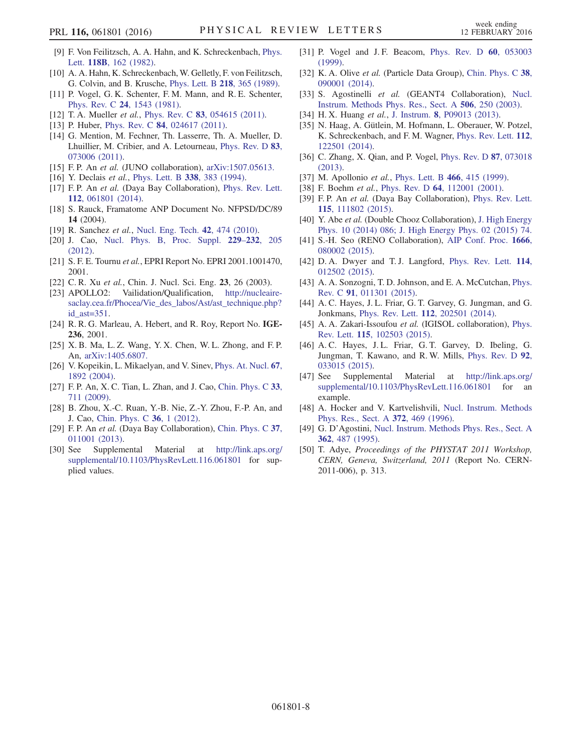[9] F. Von Feilitzsch, A. A. Hahn, and K. Schreckenbach, Phys. Lett. **118B**, 162 (1982).

[10] A. A. Hahn, K. Schreckenbach, W. Gelletly, F. von Feilitzsch, G. Colvin, and B. Krusche, Phys. Lett. B **218**, 365 (1989).

[11] P. Vogel, G. K. Schenter, F. M. Mann, and R. E. Schenter, Phys. Rev. C **24**, 1543 (1981).

[12] T. A. Mueller *et al.*, Phys. Rev. C **83**, 054615 (2011).

[13] P. Huber, Phys. Rev. C **84**, 024617 (2011).

[14] G. Mention, M. Fechner, Th. Lasserre, Th. A. Mueller, D. Lhuillier, M. Cribier, and A. Letourneau, Phys. Rev. D **83**, 073006 (2011).

[15] F. P. An *et al.* (JUNO collaboration), arXiv:1507.05613.

[16] Y. Declais *et al.*, Phys. Lett. B **338**, 383 (1994).

[17] F. P. An *et al.* (Daya Bay Collaboration), Phys. Rev. Lett. **112**, 061801 (2014).

[18] S. Rauck, Framatome ANP Document No. NFPSD/DC/89 **14** (2004).

[19] R. Sanchez *et al.*, Nucl. Eng. Tech. **42**, 474 (2010).

[20] J. Cao, Nucl. Phys. B, Proc. Suppl. **229–232**, 205 (2012).

[21] S. F. E. Tournu *et al.*, EPRI Report No. EPRI 2001.1001470, 2001.

[22] C. R. Xu *et al.*, Chin. J. Nucl. Sci. Eng. **23**, 26 (2003).

[23] APOLLO2: Vailidation/Qualification, http://nucleaire-saclay.cea.fr/Phocea/Vie_des_labos/Ast/ast_technique.php?id_ast=351.

[24] R. R. G. Marleau, A. Hebert, and R. Roy, Report No. **IGE-236**, 2001.

[25] X. B. Ma, L. Z. Wang, Y. X. Chen, W. L. Zhong, and F. P. An, arXiv:1405.6807.

[26] V. Kopeikin, L. Mikaelyan, and V. Sinev, Phys. At. Nucl. **67**, 1892 (2004).

[27] F. P. An, X. C. Tian, L. Zhan, and J. Cao, Chin. Phys. C **33**, 711 (2009).

[28] B. Zhou, X.-C. Ruan, Y.-B. Nie, Z.-Y. Zhou, F.-P. An, and J. Cao, Chin. Phys. C **36**, 1 (2012).

[29] F. P. An *et al.* (Daya Bay Collaboration), Chin. Phys. C **37**, 011001 (2013).

[30] See Supplemental Material at http://link.aps.org/supplemental/10.1103/PhysRevLett.116.061801 for supplied values.

[31] P. Vogel and J. F. Beacom, Phys. Rev. D **60**, 053003 (1999).

[32] K. A. Olive *et al.* (Particle Data Group), Chin. Phys. C **38**, 090001 (2014).

[33] S. Agostinelli *et al.* (GEANT4 Collaboration), Nucl. Instrum. Methods Phys. Res., Sect. A **506**, 250 (2003).

[34] H. X. Huang *et al.*, J. Instrum. **8**, P09013 (2013).

[35] N. Haag, A. Gütlein, M. Hofmann, L. Oberauer, W. Potzel, K. Schreckenbach, and F. M. Wagner, Phys. Rev. Lett. **112**, 122501 (2014).

[36] C. Zhang, X. Qian, and P. Vogel, Phys. Rev. D **87**, 073018 (2013).

[37] M. Apollonio *et al.*, Phys. Lett. B **466**, 415 (1999).

[38] F. Boehm *et al.*, Phys. Rev. D **64**, 112001 (2001).

[39] F. P. An *et al.* (Daya Bay Collaboration), Phys. Rev. Lett. **115**, 111802 (2015).

[40] Y. Abe *et al.* (Double Chooz Collaboration), J. High Energy Phys. 10 (2014) 086; J. High Energy Phys. 02 (2015) 74.

[41] S.-H. Seo (RENO Collaboration), AIP Conf. Proc. **1666**, 080002 (2015).

[42] D. A. Dwyer and T. J. Langford, Phys. Rev. Lett. **114**, 012502 (2015).

[43] A. A. Sonzogni, T. D. Johnson, and E. A. McCutchan, Phys. Rev. C **91**, 011301 (2015).

[44] A. C. Hayes, J. L. Friar, G. T. Garvey, G. Jungman, and G. Jonkmans, Phys. Rev. Lett. **112**, 202501 (2014).

[45] A. A. Zakari-Issoufou *et al.* (IGISOL collaboration), Phys. Rev. Lett. **115**, 102503 (2015).

[46] A. C. Hayes, J. L. Friar, G. T. Garvey, D. Ibeling, G. Jungman, T. Kawano, and R. W. Mills, Phys. Rev. D **92**, 033015 (2015).

[47] See Supplemental Material at http://link.aps.org/supplemental/10.1103/PhysRevLett.116.061801 for an example.

[48] A. Hocker and V. Kartvelishvili, Nucl. Instrum. Methods Phys. Res., Sect. A **372**, 469 (1996).

[49] G. D'Agostini, Nucl. Instrum. Methods Phys. Res., Sect. A **362**, 487 (1995).

[50] T. Adye, *Proceedings of the PHYSTAT 2011 Workshop, CERN, Geneva, Switzerland, 2011* (Report No. CERN-2011-006), p. 313.